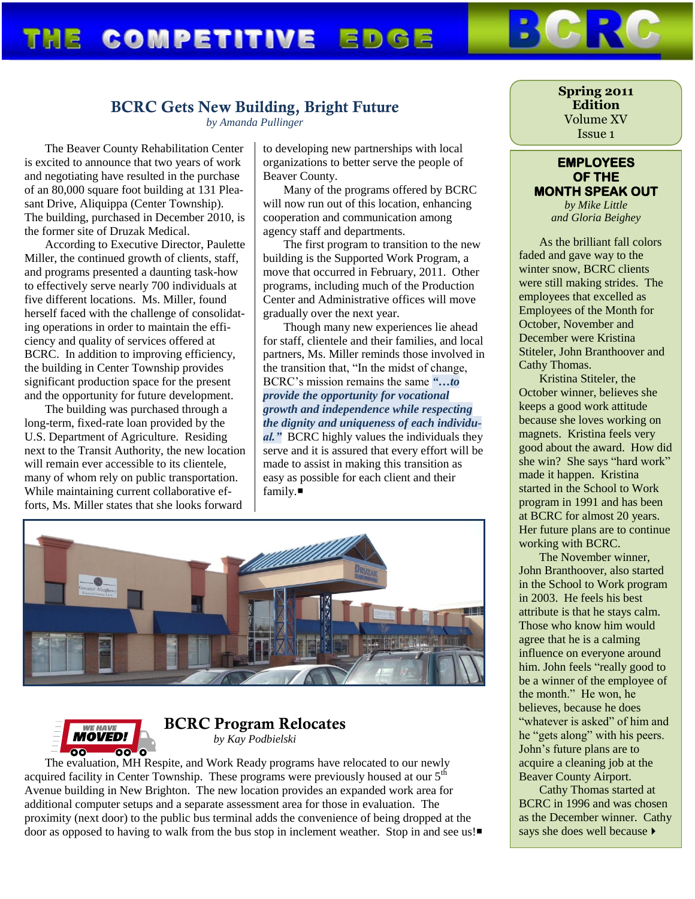# THE COMPETITIVE EDGE BCRC

**Spring 2011 Edition**
Volume XV
Issue 1

## BCRC Gets New Building, Bright Future

*by Amanda Pullinger*

The Beaver County Rehabilitation Center is excited to announce that two years of work and negotiating have resulted in the purchase of an 80,000 square foot building at 131 Pleasant Drive, Aliquippa (Center Township). The building, purchased in December 2010, is the former site of Druzak Medical.

According to Executive Director, Paulette Miller, the continued growth of clients, staff, and programs presented a daunting task-how to effectively serve nearly 700 individuals at five different locations. Ms. Miller, found herself faced with the challenge of consolidating operations in order to maintain the efficiency and quality of services offered at BCRC. In addition to improving efficiency, the building in Center Township provides significant production space for the present and the opportunity for future development.

The building was purchased through a long-term, fixed-rate loan provided by the U.S. Department of Agriculture. Residing next to the Transit Authority, the new location will remain ever accessible to its clientele, many of whom rely on public transportation. While maintaining current collaborative efforts, Ms. Miller states that she looks forward to developing new partnerships with local organizations to better serve the people of Beaver County.

Many of the programs offered by BCRC will now run out of this location, enhancing cooperation and communication among agency staff and departments.

The first program to transition to the new building is the Supported Work Program, a move that occurred in February, 2011. Other programs, including much of the Production Center and Administrative offices will move gradually over the next year.

Though many new experiences lie ahead for staff, clientele and their families, and local partners, Ms. Miller reminds those involved in the transition that, "In the midst of change, BCRC's mission remains the same ***"…to provide the opportunity for vocational growth and independence while respecting the dignity and uniqueness of each individual."*** BCRC highly values the individuals they serve and it is assured that every effort will be made to assist in making this transition as easy as possible for each client and their family.■

## BCRC Program Relocates

*by Kay Podbielski*

The evaluation, MH Respite, and Work Ready programs have relocated to our newly acquired facility in Center Township. These programs were previously housed at our 5th Avenue building in New Brighton. The new location provides an expanded work area for additional computer setups and a separate assessment area for those in evaluation. The proximity (next door) to the public bus terminal adds the convenience of being dropped at the door as opposed to having to walk from the bus stop in inclement weather. Stop in and see us!■

## EMPLOYEES OF THE MONTH SPEAK OUT

*by Mike Little and Gloria Beighey*

As the brilliant fall colors faded and gave way to the winter snow, BCRC clients were still making strides. The employees that excelled as Employees of the Month for October, November and December were Kristina Stiteler, John Branthoover and Cathy Thomas.

Kristina Stiteler, the October winner, believes she keeps a good work attitude because she loves working on magnets. Kristina feels very good about the award. How did she win? She says "hard work" made it happen. Kristina started in the School to Work program in 1991 and has been at BCRC for almost 20 years. Her future plans are to continue working with BCRC.

The November winner, John Branthoover, also started in the School to Work program in 2003. He feels his best attribute is that he stays calm. Those who know him would agree that he is a calming influence on everyone around him. John feels "really good to be a winner of the employee of the month." He won, he believes, because he does "whatever is asked" of him and he "gets along" with his peers. John's future plans are to acquire a cleaning job at the Beaver County Airport.

Cathy Thomas started at BCRC in 1996 and was chosen as the December winner. Cathy says she does well because ▸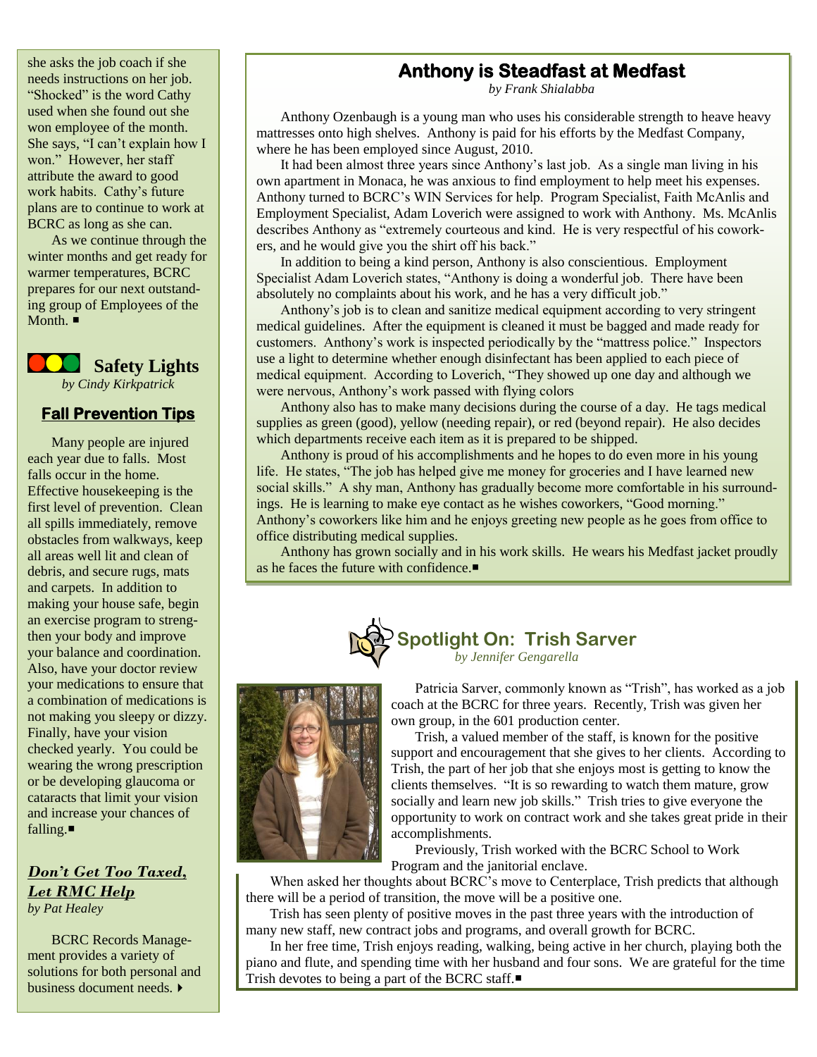she asks the job coach if she needs instructions on her job. "Shocked" is the word Cathy used when she found out she won employee of the month. She says, "I can't explain how I won." However, her staff attribute the award to good work habits. Cathy's future plans are to continue to work at BCRC as long as she can.

As we continue through the winter months and get ready for warmer temperatures, BCRC prepares for our next outstanding group of Employees of the Month. ■

## Safety Lights

*by Cindy Kirkpatrick*

### Fall Prevention Tips

Many people are injured each year due to falls. Most falls occur in the home. Effective housekeeping is the first level of prevention. Clean all spills immediately, remove obstacles from walkways, keep all areas well lit and clean of debris, and secure rugs, mats and carpets. In addition to making your house safe, begin an exercise program to strengthen your body and improve your balance and coordination. Also, have your doctor review your medications to ensure that a combination of medications is not making you sleepy or dizzy. Finally, have your vision checked yearly. You could be wearing the wrong prescription or be developing glaucoma or cataracts that limit your vision and increase your chances of falling.■

### *Don't Get Too Taxed, Let RMC Help*

*by Pat Healey*

BCRC Records Management provides a variety of solutions for both personal and business document needs. ▸

## Anthony is Steadfast at Medfast

*by Frank Shialabba*

Anthony Ozenbaugh is a young man who uses his considerable strength to heave heavy mattresses onto high shelves. Anthony is paid for his efforts by the Medfast Company, where he has been employed since August, 2010.

It had been almost three years since Anthony's last job. As a single man living in his own apartment in Monaca, he was anxious to find employment to help meet his expenses. Anthony turned to BCRC's WIN Services for help. Program Specialist, Faith McAnlis and Employment Specialist, Adam Loverich were assigned to work with Anthony. Ms. McAnlis describes Anthony as "extremely courteous and kind. He is very respectful of his coworkers, and he would give you the shirt off his back."

In addition to being a kind person, Anthony is also conscientious. Employment Specialist Adam Loverich states, "Anthony is doing a wonderful job. There have been absolutely no complaints about his work, and he has a very difficult job."

Anthony's job is to clean and sanitize medical equipment according to very stringent medical guidelines. After the equipment is cleaned it must be bagged and made ready for customers. Anthony's work is inspected periodically by the "mattress police." Inspectors use a light to determine whether enough disinfectant has been applied to each piece of medical equipment. According to Loverich, "They showed up one day and although we were nervous, Anthony's work passed with flying colors

Anthony also has to make many decisions during the course of a day. He tags medical supplies as green (good), yellow (needing repair), or red (beyond repair). He also decides which departments receive each item as it is prepared to be shipped.

Anthony is proud of his accomplishments and he hopes to do even more in his young life. He states, "The job has helped give me money for groceries and I have learned new social skills." A shy man, Anthony has gradually become more comfortable in his surroundings. He is learning to make eye contact as he wishes coworkers, "Good morning." Anthony's coworkers like him and he enjoys greeting new people as he goes from office to office distributing medical supplies.

Anthony has grown socially and in his work skills. He wears his Medfast jacket proudly as he faces the future with confidence.■

## Spotlight On: Trish Sarver

*by Jennifer Gengarella*

Patricia Sarver, commonly known as "Trish", has worked as a job coach at the BCRC for three years. Recently, Trish was given her own group, in the 601 production center.

Trish, a valued member of the staff, is known for the positive support and encouragement that she gives to her clients. According to Trish, the part of her job that she enjoys most is getting to know the clients themselves. "It is so rewarding to watch them mature, grow socially and learn new job skills." Trish tries to give everyone the opportunity to work on contract work and she takes great pride in their accomplishments.

Previously, Trish worked with the BCRC School to Work Program and the janitorial enclave.

When asked her thoughts about BCRC's move to Centerplace, Trish predicts that although there will be a period of transition, the move will be a positive one.

Trish has seen plenty of positive moves in the past three years with the introduction of many new staff, new contract jobs and programs, and overall growth for BCRC.

In her free time, Trish enjoys reading, walking, being active in her church, playing both the piano and flute, and spending time with her husband and four sons. We are grateful for the time Trish devotes to being a part of the BCRC staff.■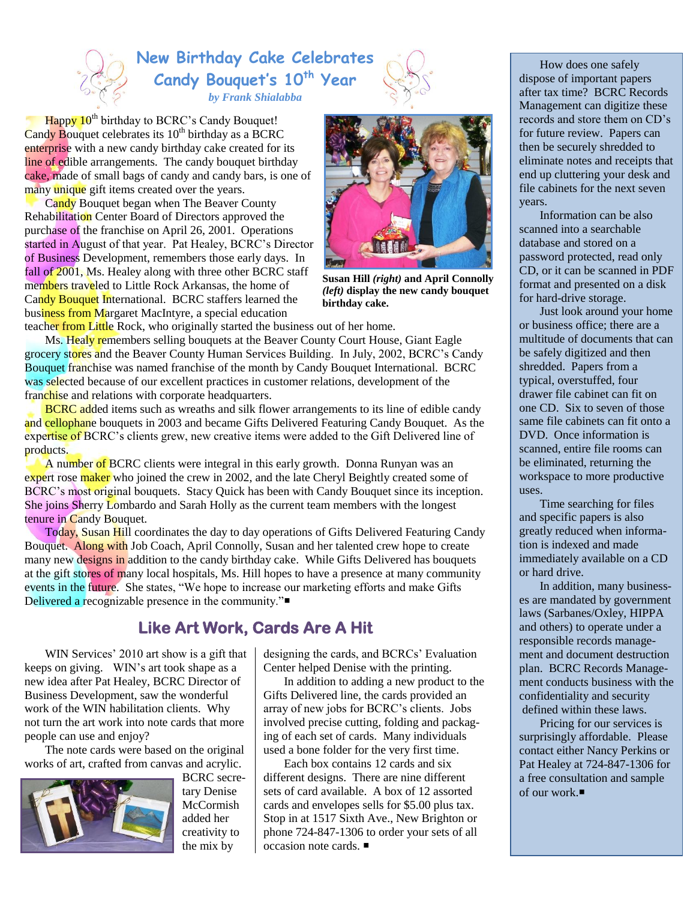# New Birthday Cake Celebrates Candy Bouquet's 10th Year

*by Frank Shialabba*

Happy 10th birthday to BCRC's Candy Bouquet! Candy Bouquet celebrates its 10th birthday as a BCRC enterprise with a new candy birthday cake created for its line of edible arrangements. The candy bouquet birthday cake, made of small bags of candy and candy bars, is one of many unique gift items created over the years.

Candy Bouquet began when The Beaver County Rehabilitation Center Board of Directors approved the purchase of the franchise on April 26, 2001. Operations started in August of that year. Pat Healey, BCRC's Director of Business Development, remembers those early days. In fall of 2001, Ms. Healey along with three other BCRC staff members traveled to Little Rock Arkansas, the home of Candy Bouquet International. BCRC staffers learned the business from Margaret MacIntyre, a special education teacher from Little Rock, who originally started the business out of her home.

**Susan Hill *(right)* and April Connolly *(left)* display the new candy bouquet birthday cake.**

Ms. Healy remembers selling bouquets at the Beaver County Court House, Giant Eagle grocery stores and the Beaver County Human Services Building. In July, 2002, BCRC's Candy Bouquet franchise was named franchise of the month by Candy Bouquet International. BCRC was selected because of our excellent practices in customer relations, development of the franchise and relations with corporate headquarters.

BCRC added items such as wreaths and silk flower arrangements to its line of edible candy and cellophane bouquets in 2003 and became Gifts Delivered Featuring Candy Bouquet. As the expertise of BCRC's clients grew, new creative items were added to the Gift Delivered line of products.

A number of BCRC clients were integral in this early growth. Donna Runyan was an expert rose maker who joined the crew in 2002, and the late Cheryl Beightly created some of BCRC's most original bouquets. Stacy Quick has been with Candy Bouquet since its inception. She joins Sherry Lombardo and Sarah Holly as the current team members with the longest tenure in Candy Bouquet.

Today, Susan Hill coordinates the day to day operations of Gifts Delivered Featuring Candy Bouquet. Along with Job Coach, April Connolly, Susan and her talented crew hope to create many new designs in addition to the candy birthday cake. While Gifts Delivered has bouquets at the gift stores of many local hospitals, Ms. Hill hopes to have a presence at many community events in the future. She states, "We hope to increase our marketing efforts and make Gifts Delivered a recognizable presence in the community."■

## Like Art Work, Cards Are A Hit

WIN Services' 2010 art show is a gift that keeps on giving. WIN's art took shape as a new idea after Pat Healey, BCRC Director of Business Development, saw the wonderful work of the WIN habilitation clients. Why not turn the art work into note cards that more people can use and enjoy?

The note cards were based on the original works of art, crafted from canvas and acrylic. BCRC secretary Denise McCormish added her creativity to the mix by designing the cards, and BCRCs' Evaluation Center helped Denise with the printing.

In addition to adding a new product to the Gifts Delivered line, the cards provided an array of new jobs for BCRC's clients. Jobs involved precise cutting, folding and packaging of each set of cards. Many individuals used a bone folder for the very first time.

Each box contains 12 cards and six different designs. There are nine different sets of card available. A box of 12 assorted cards and envelopes sells for $5.00 plus tax. Stop in at 1517 Sixth Ave., New Brighton or phone 724-847-1306 to order your sets of all occasion note cards. ■

---

How does one safely dispose of important papers after tax time? BCRC Records Management can digitize these records and store them on CD's for future review. Papers can then be securely shredded to eliminate notes and receipts that end up cluttering your desk and file cabinets for the next seven years.

Information can be also scanned into a searchable database and stored on a password protected, read only CD, or it can be scanned in PDF format and presented on a disk for hard-drive storage.

Just look around your home or business office; there are a multitude of documents that can be safely digitized and then shredded. Papers from a typical, overstuffed, four drawer file cabinet can fit on one CD. Six to seven of those same file cabinets can fit onto a DVD. Once information is scanned, entire file rooms can be eliminated, returning the workspace to more productive uses.

Time searching for files and specific papers is also greatly reduced when information is indexed and made immediately available on a CD or hard drive.

In addition, many businesses are mandated by government laws (Sarbanes/Oxley, HIPPA and others) to operate under a responsible records management and document destruction plan. BCRC Records Management conducts business with the confidentiality and security defined within these laws.

Pricing for our services is surprisingly affordable. Please contact either Nancy Perkins or Pat Healey at 724-847-1306 for a free consultation and sample of our work.■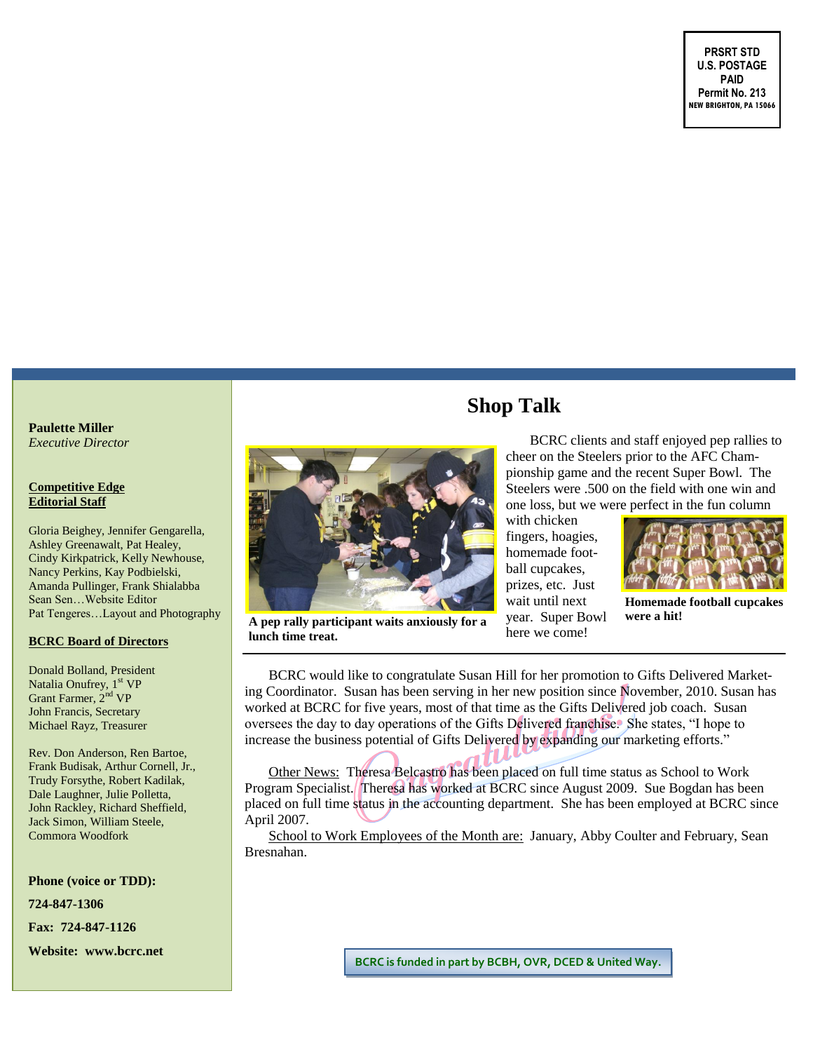PRSRT STD
U.S. POSTAGE
PAID
Permit No. 213
NEW BRIGHTON, PA 15066

**Paulette Miller**
*Executive Director*

**Competitive Edge Editorial Staff**

Gloria Beighey, Jennifer Gengarella, Ashley Greenawalt, Pat Healey, Cindy Kirkpatrick, Kelly Newhouse, Nancy Perkins, Kay Podbielski, Amanda Pullinger, Frank Shialabba
Sean Sen…Website Editor
Pat Tengeres…Layout and Photography

**BCRC Board of Directors**

Donald Bolland, President
Natalia Onufrey, 1st VP
Grant Farmer, 2nd VP
John Francis, Secretary
Michael Rayz, Treasurer

Rev. Don Anderson, Ren Bartoe, Frank Budisak, Arthur Cornell, Jr., Trudy Forsythe, Robert Kadilak, Dale Laughner, Julie Polletta, John Rackley, Richard Sheffield, Jack Simon, William Steele, Commora Woodfork

**Phone (voice or TDD):**

**724-847-1306**

**Fax: 724-847-1126**

**Website: www.bcrc.net**

# Shop Talk

**A pep rally participant waits anxiously for a lunch time treat.**

BCRC clients and staff enjoyed pep rallies to cheer on the Steelers prior to the AFC Championship game and the recent Super Bowl. The Steelers were .500 on the field with one win and one loss, but we were perfect in the fun column with chicken fingers, hoagies, homemade football cupcakes, prizes, etc. Just wait until next year. Super Bowl here we come!

**Homemade football cupcakes were a hit!**

---

*Congratulations!*

BCRC would like to congratulate Susan Hill for her promotion to Gifts Delivered Marketing Coordinator. Susan has been serving in her new position since November, 2010. Susan has worked at BCRC for five years, most of that time as the Gifts Delivered job coach. Susan oversees the day to day operations of the Gifts Delivered franchise. She states, "I hope to increase the business potential of Gifts Delivered by expanding our marketing efforts."

Other News: Theresa Belcastro has been placed on full time status as School to Work Program Specialist. Theresa has worked at BCRC since August 2009. Sue Bogdan has been placed on full time status in the accounting department. She has been employed at BCRC since April 2007.

School to Work Employees of the Month are: January, Abby Coulter and February, Sean Bresnahan.

**BCRC is funded in part by BCBH, OVR, DCED & United Way.**